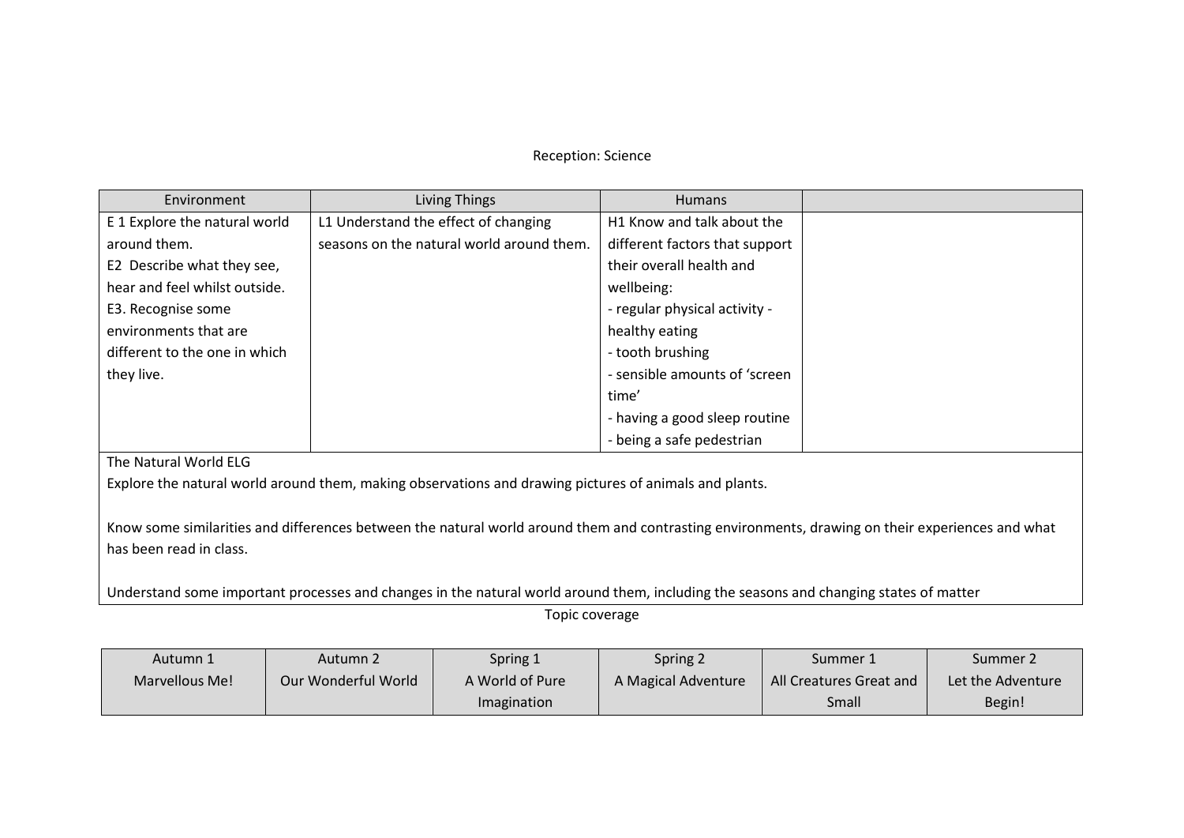# Reception: Science

| Environment | Living Things | Humans | |
|---|---|---|---|
| E 1 Explore the natural world around them.<br>E2 Describe what they see, hear and feel whilst outside.<br>E3. Recognise some environments that are different to the one in which they live. | L1 Understand the effect of changing seasons on the natural world around them. | H1 Know and talk about the different factors that support their overall health and wellbeing:<br>- regular physical activity - healthy eating<br>- tooth brushing<br>- sensible amounts of 'screen time'<br>- having a good sleep routine<br>- being a safe pedestrian | |

The Natural World ELG

Explore the natural world around them, making observations and drawing pictures of animals and plants.

Know some similarities and differences between the natural world around them and contrasting environments, drawing on their experiences and what has been read in class.

Understand some important processes and changes in the natural world around them, including the seasons and changing states of matter

Topic coverage

| Autumn 1 | Autumn 2 | Spring 1 | Spring 2 | Summer 1 | Summer 2 |
|---|---|---|---|---|---|
| Marvellous Me! | Our Wonderful World | A World of Pure Imagination | A Magical Adventure | All Creatures Great and Small | Let the Adventure Begin! |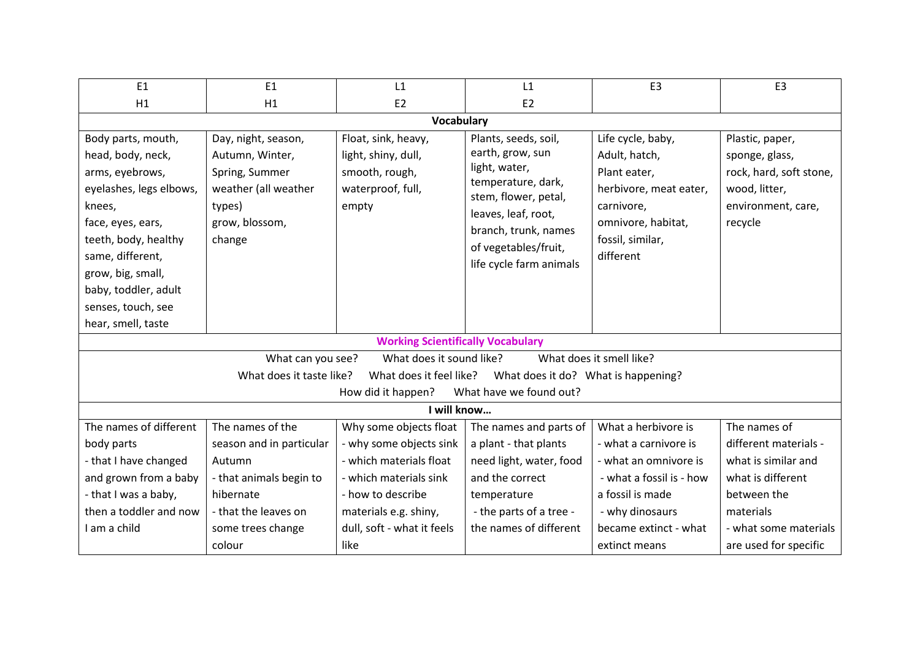| E1<br>H1 | E1<br>H1 | L1<br>E2 | L1<br>E2 | E3 | E3 |
|---|---|---|---|---|---|
| **Vocabulary** | | | | | |
| Body parts, mouth, head, body, neck, arms, eyebrows, eyelashes, legs elbows, knees, face, eyes, ears, teeth, body, healthy same, different, grow, big, small, baby, toddler, adult senses, touch, see hear, smell, taste | Day, night, season, Autumn, Winter, Spring, Summer weather (all weather types) grow, blossom, change | Float, sink, heavy, light, shiny, dull, smooth, rough, waterproof, full, empty | Plants, seeds, soil, earth, grow, sun light, water, temperature, dark, stem, flower, petal, leaves, leaf, root, branch, trunk, names of vegetables/fruit, life cycle farm animals | Life cycle, baby, Adult, hatch, Plant eater, herbivore, meat eater, carnivore, omnivore, habitat, fossil, similar, different | Plastic, paper, sponge, glass, rock, hard, soft stone, wood, litter, environment, care, recycle |
| **Working Scientifically Vocabulary** | | | | | |
| What can you see? What does it sound like? What does it smell like? What does it taste like? What does it feel like? What does it do? What is happening? How did it happen? What have we found out? | | | | | |
| **I will know…** | | | | | |
| The names of different body parts<br>- that I have changed and grown from a baby<br>- that I was a baby, then a toddler and now I am a child | The names of the season and in particular Autumn<br>- that animals begin to hibernate<br>- that the leaves on some trees change colour | Why some objects float<br>- why some objects sink<br>- which materials float<br>- which materials sink<br>- how to describe materials e.g. shiny, dull, soft - what it feels like | The names and parts of a plant - that plants need light, water, food and the correct temperature<br>- the parts of a tree - the names of different | What a herbivore is<br>- what a carnivore is<br>- what an omnivore is<br>- what a fossil is - how a fossil is made<br>- why dinosaurs became extinct - what extinct means | The names of different materials - what is similar and what is different between the materials<br>- what some materials are used for specific |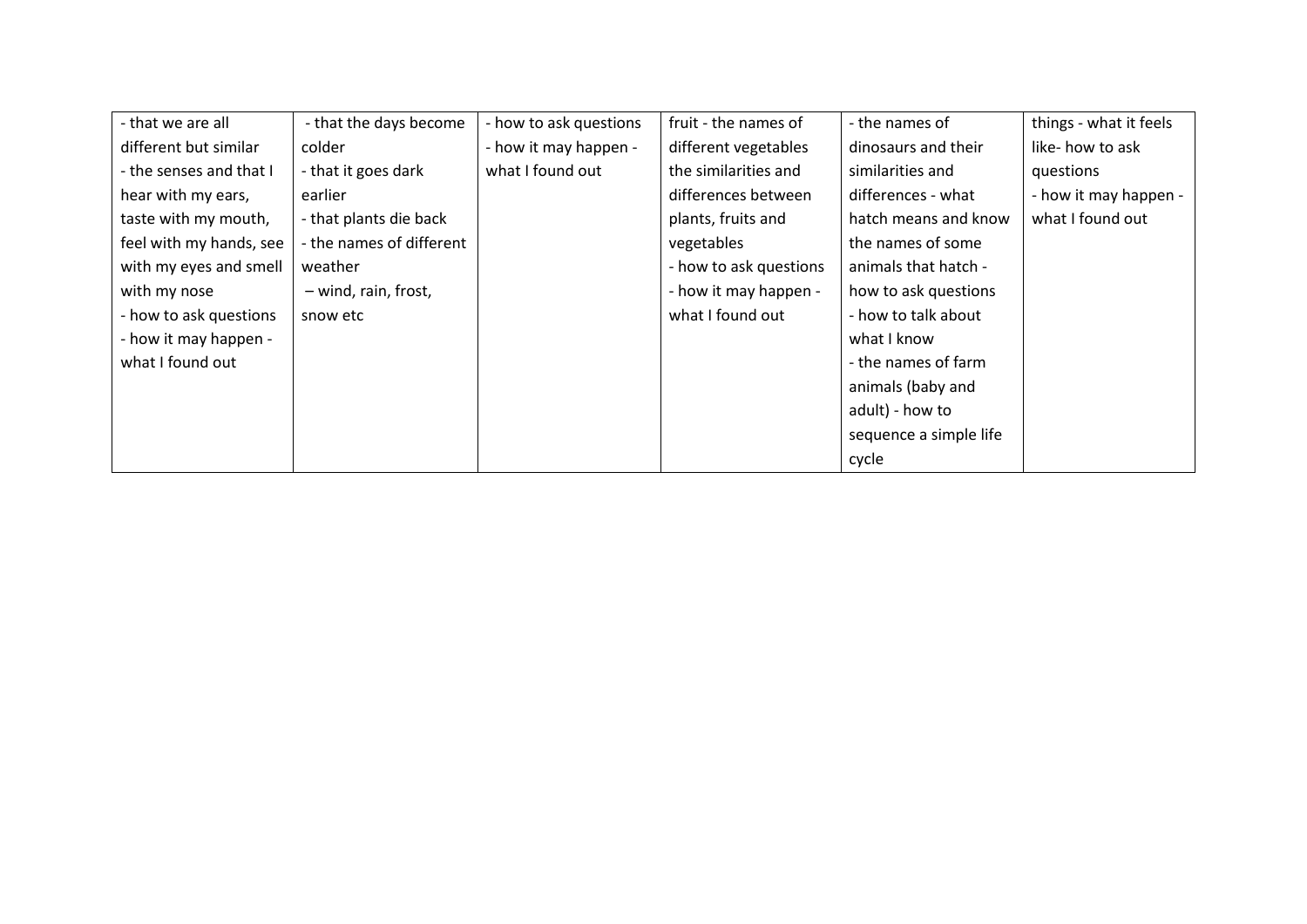| | | | | | |
|---|---|---|---|---|---|
| - that we are all different but similar<br>- the senses and that I hear with my ears, taste with my mouth, feel with my hands, see with my eyes and smell with my nose<br>- how to ask questions<br>- how it may happen - what I found out | - that the days become colder<br>- that it goes dark earlier<br>- that plants die back<br>- the names of different weather<br>– wind, rain, frost, snow etc | - how to ask questions<br>- how it may happen - what I found out | fruit - the names of different vegetables the similarities and differences between plants, fruits and vegetables<br>- how to ask questions<br>- how it may happen - what I found out | - the names of dinosaurs and their similarities and differences - what hatch means and know the names of some animals that hatch - how to ask questions<br>- how to talk about what I know<br>- the names of farm animals (baby and adult) - how to sequence a simple life cycle | things - what it feels like- how to ask questions<br>- how it may happen - what I found out |